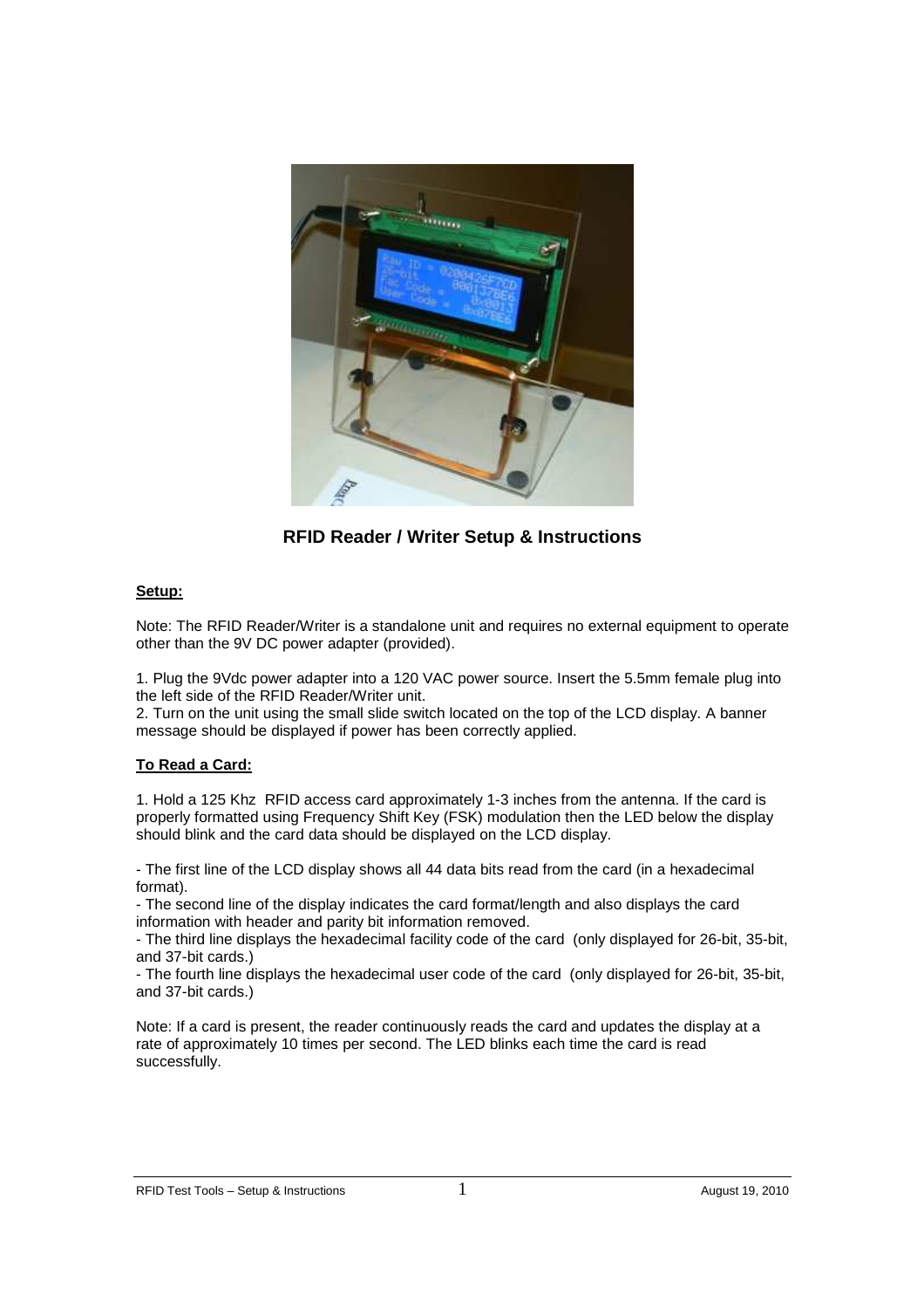## RFID Reader / Writer Setup & Instructions

**Setup:**

Note: The RFID Reader/Writer is a standalone unit and requires no external equipment to operate other than the 9V DC power adapter (provided).

1. Plug the 9Vdc power adapter into a 120 VAC power source. Insert the 5.5mm female plug into the left side of the RFID Reader/Writer unit.
2. Turn on the unit using the small slide switch located on the top of the LCD display. A banner message should be displayed if power has been correctly applied.

**To Read a Card:**

1. Hold a 125 Khz RFID access card approximately 1-3 inches from the antenna. If the card is properly formatted using Frequency Shift Key (FSK) modulation then the LED below the display should blink and the card data should be displayed on the LCD display.

- The first line of the LCD display shows all 44 data bits read from the card (in a hexadecimal format).
- The second line of the display indicates the card format/length and also displays the card information with header and parity bit information removed.
- The third line displays the hexadecimal facility code of the card (only displayed for 26-bit, 35-bit, and 37-bit cards.)
- The fourth line displays the hexadecimal user code of the card (only displayed for 26-bit, 35-bit, and 37-bit cards.)

Note: If a card is present, the reader continuously reads the card and updates the display at a rate of approximately 10 times per second. The LED blinks each time the card is read successfully.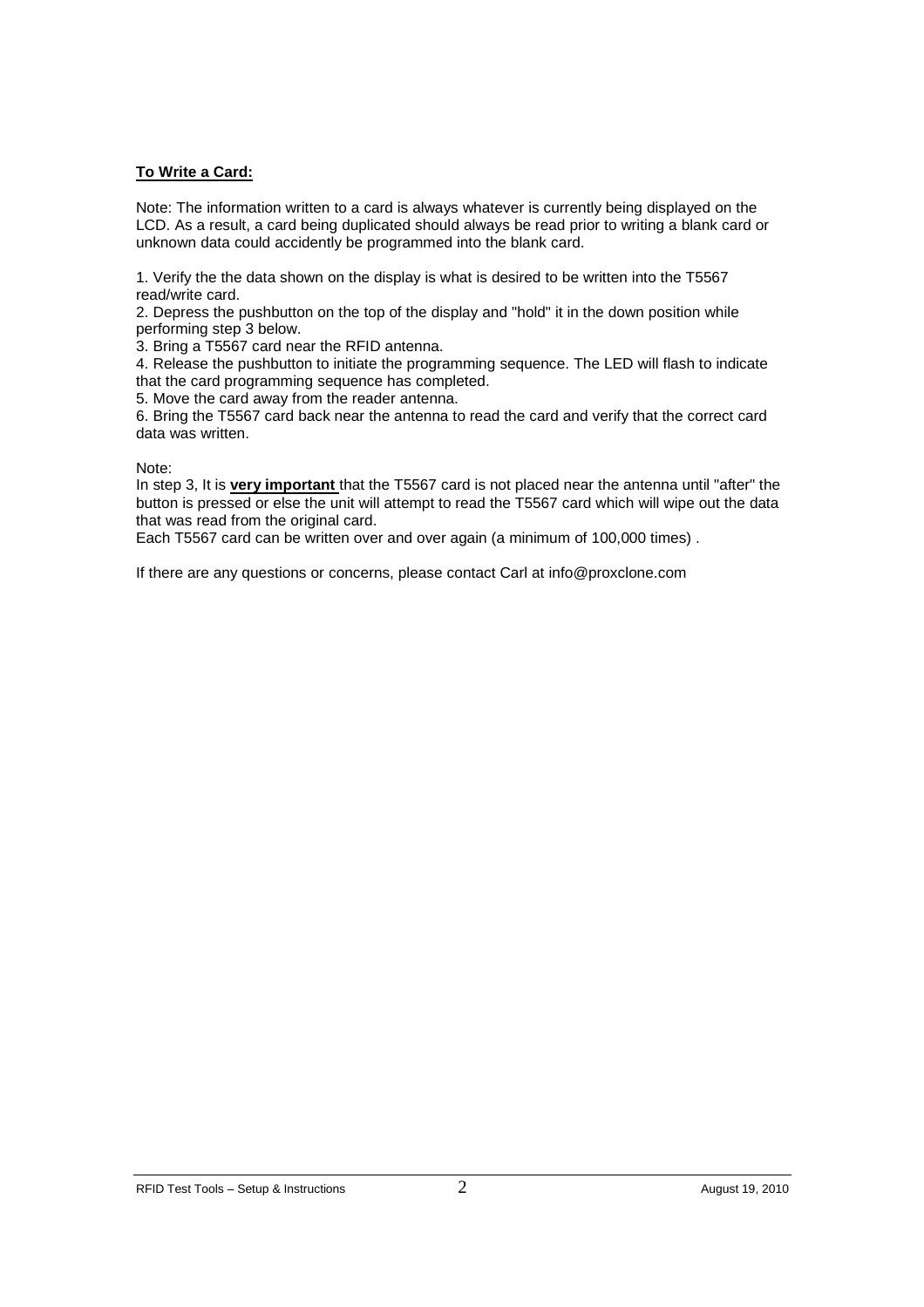**<u>To Write a Card:</u>**

Note: The information written to a card is always whatever is currently being displayed on the LCD. As a result, a card being duplicated should always be read prior to writing a blank card or unknown data could accidently be programmed into the blank card.

1. Verify the the data shown on the display is what is desired to be written into the T5567 read/write card.
2. Depress the pushbutton on the top of the display and "hold" it in the down position while performing step 3 below.
3. Bring a T5567 card near the RFID antenna.
4. Release the pushbutton to initiate the programming sequence. The LED will flash to indicate that the card programming sequence has completed.
5. Move the card away from the reader antenna.
6. Bring the T5567 card back near the antenna to read the card and verify that the correct card data was written.

Note:
In step 3, It is **<u>very important</u>** that the T5567 card is not placed near the antenna until "after" the button is pressed or else the unit will attempt to read the T5567 card which will wipe out the data that was read from the original card.
Each T5567 card can be written over and over again (a minimum of 100,000 times) .

If there are any questions or concerns, please contact Carl at info@proxclone.com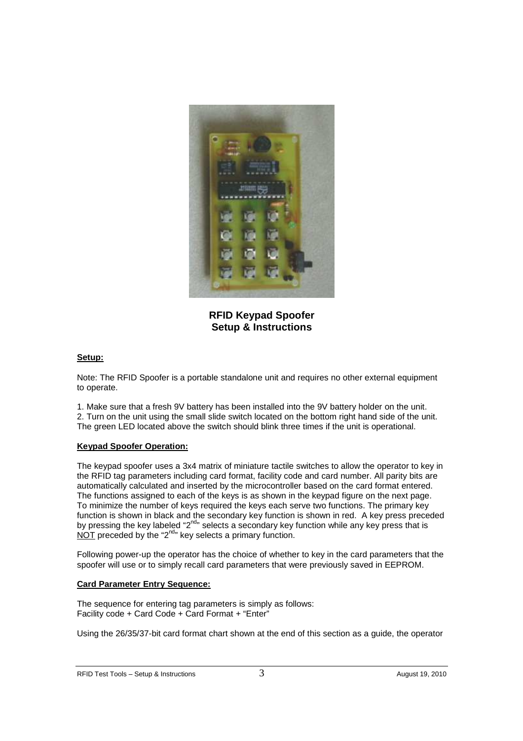**RFID Keypad Spoofer**
**Setup & Instructions**

**Setup:**

Note: The RFID Spoofer is a portable standalone unit and requires no other external equipment to operate.

1. Make sure that a fresh 9V battery has been installed into the 9V battery holder on the unit.
2. Turn on the unit using the small slide switch located on the bottom right hand side of the unit. The green LED located above the switch should blink three times if the unit is operational.

**Keypad Spoofer Operation:**

The keypad spoofer uses a 3x4 matrix of miniature tactile switches to allow the operator to key in the RFID tag parameters including card format, facility code and card number. All parity bits are automatically calculated and inserted by the microcontroller based on the card format entered. The functions assigned to each of the keys is as shown in the keypad figure on the next page. To minimize the number of keys required the keys each serve two functions. The primary key function is shown in black and the secondary key function is shown in red. A key press preceded by pressing the key labeled "2nd" selects a secondary key function while any key press that is NOT preceded by the "2nd" key selects a primary function.

Following power-up the operator has the choice of whether to key in the card parameters that the spoofer will use or to simply recall card parameters that were previously saved in EEPROM.

**Card Parameter Entry Sequence:**

The sequence for entering tag parameters is simply as follows:
Facility code + Card Code + Card Format + "Enter"

Using the 26/35/37-bit card format chart shown at the end of this section as a guide, the operator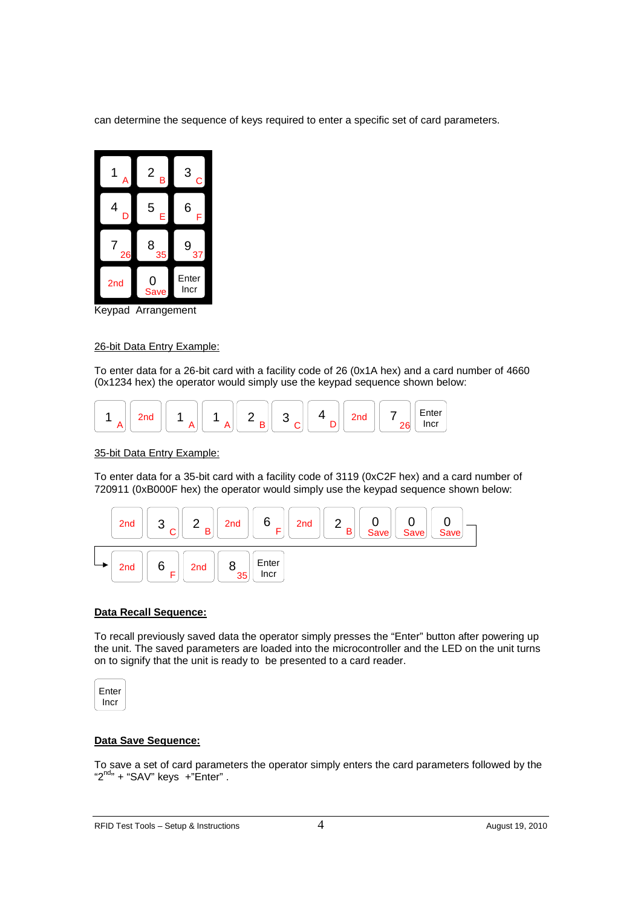can determine the sequence of keys required to enter a specific set of card parameters.

| 1 A | 2 B | 3 C |
|---|---|---|
| 4 D | 5 E | 6 F |
| 7 26 | 8 35 | 9 37 |
| 2nd | 0 Save | Enter Incr |

Keypad Arrangement

26-bit Data Entry Example:

To enter data for a 26-bit card with a facility code of 26 (0x1A hex) and a card number of 4660 (0x1234 hex) the operator would simply use the keypad sequence shown below:

1 A → 2nd → 1 A → 1 A → 2 B → 3 C → 4 D → 2nd → 7 26 → Enter Incr

35-bit Data Entry Example:

To enter data for a 35-bit card with a facility code of 3119 (0xC2F hex) and a card number of 720911 (0xB000F hex) the operator would simply use the keypad sequence shown below:

2nd → 3 C → 2 B → 2nd → 6 F → 2nd → 2 B → 0 Save → 0 Save → 0 Save → 2nd → 6 F → 2nd → 8 35 → Enter Incr

**Data Recall Sequence:**

To recall previously saved data the operator simply presses the "Enter" button after powering up the unit. The saved parameters are loaded into the microcontroller and the LED on the unit turns on to signify that the unit is ready to be presented to a card reader.

Enter Incr

**Data Save Sequence:**

To save a set of card parameters the operator simply enters the card parameters followed by the "2nd" + "SAV" keys +"Enter" .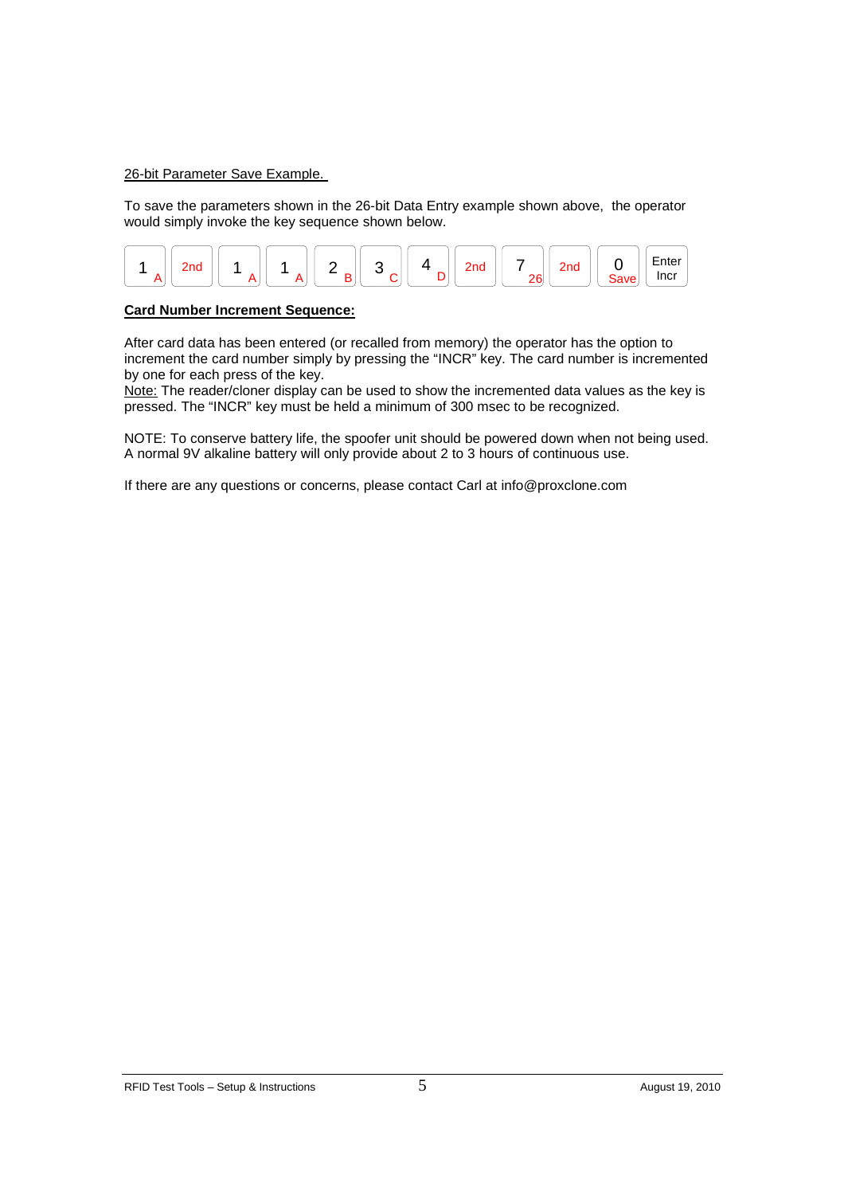26-bit Parameter Save Example.

To save the parameters shown in the 26-bit Data Entry example shown above, the operator would simply invoke the key sequence shown below.

| 1 A | 2nd | 1 A | 1 A | 2 B | 3 C | 4 D | 2nd | 7 26 | 2nd | 0 Save | Enter Incr |
|---|---|---|---|---|---|---|---|---|---|---|---|

**Card Number Increment Sequence:**

After card data has been entered (or recalled from memory) the operator has the option to increment the card number simply by pressing the "INCR" key. The card number is incremented by one for each press of the key.
Note: The reader/cloner display can be used to show the incremented data values as the key is pressed. The "INCR" key must be held a minimum of 300 msec to be recognized.

NOTE: To conserve battery life, the spoofer unit should be powered down when not being used. A normal 9V alkaline battery will only provide about 2 to 3 hours of continuous use.

If there are any questions or concerns, please contact Carl at info@proxclone.com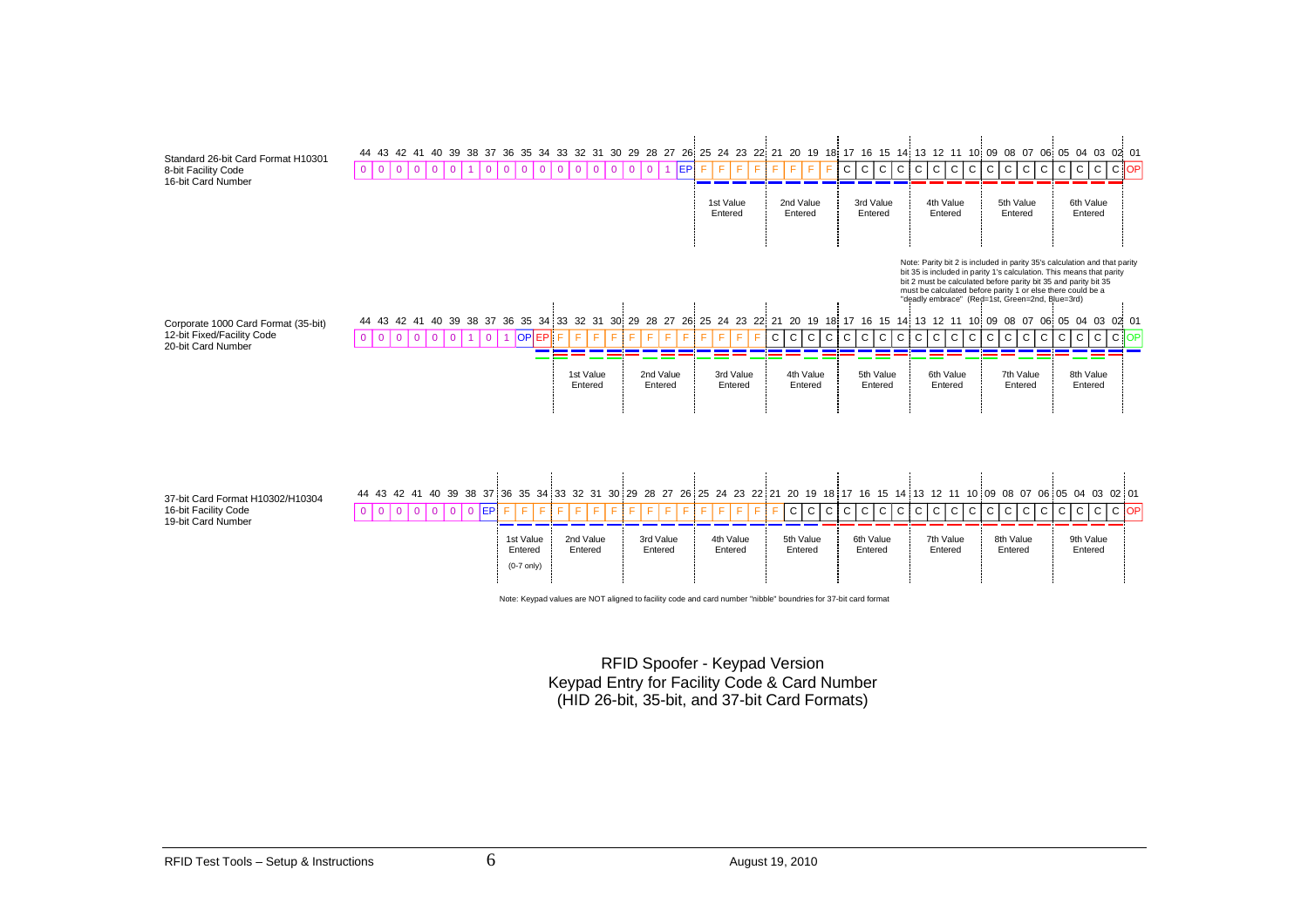**Standard 26-bit Card Format H10301**
8-bit Facility Code
16-bit Card Number

| 44 | 43 | 42 | 41 | 40 | 39 | 38 | 37 | 36 | 35 | 34 | 33 | 32 | 31 | 30 | 29 | 28 | 27 | 26 | 25 | 24 | 23 | 22 | 21 | 20 | 19 | 18 | 17 | 16 | 15 | 14 | 13 | 12 | 11 | 10 | 09 | 08 | 07 | 06 | 05 | 04 | 03 | 02 | 01 |
|---|---|---|---|---|---|---|---|---|---|---|---|---|---|---|---|---|---|---|---|---|---|---|---|---|---|---|---|---|---|---|---|---|---|---|---|---|---|---|---|---|---|---|---|
| 0 | 0 | 0 | 0 | 0 | 0 | 1 | 0 | 0 | 0 | 0 | 0 | 0 | 0 | 0 | 0 | 0 | 1 | EP | F | F | F | F | F | F | F | F | C | C | C | C | C | C | C | C | C | C | C | C | C | C | C | C | OP |

1st Value Entered | 2nd Value Entered | 3rd Value Entered | 4th Value Entered | 5th Value Entered | 6th Value Entered

Note: Parity bit 2 is included in parity 35's calculation and that parity bit 35 is included in parity 1's calculation. This means that parity bit 2 must be calculated before parity bit 35 and parity bit 35 must be calculated before parity 1 or else there could be a "deadly embrace" (Red=1st, Green=2nd, Blue=3rd)

**Corporate 1000 Card Format (35-bit)**
12-bit Fixed/Facility Code
20-bit Card Number

| 44 | 43 | 42 | 41 | 40 | 39 | 38 | 37 | 36 | 35 | 34 | 33 | 32 | 31 | 30 | 29 | 28 | 27 | 26 | 25 | 24 | 23 | 22 | 21 | 20 | 19 | 18 | 17 | 16 | 15 | 14 | 13 | 12 | 11 | 10 | 09 | 08 | 07 | 06 | 05 | 04 | 03 | 02 | 01 |
|---|---|---|---|---|---|---|---|---|---|---|---|---|---|---|---|---|---|---|---|---|---|---|---|---|---|---|---|---|---|---|---|---|---|---|---|---|---|---|---|---|---|---|---|
| 0 | 0 | 0 | 0 | 0 | 0 | 1 | 0 | 1 | OP | EP | F | F | F | F | F | F | F | F | F | F | F | F | C | C | C | C | C | C | C | C | C | C | C | C | C | C | C | C | C | C | C | C | OP |

1st Value Entered | 2nd Value Entered | 3rd Value Entered | 4th Value Entered | 5th Value Entered | 6th Value Entered | 7th Value Entered | 8th Value Entered

**37-bit Card Format H10302/H10304**
16-bit Facility Code
19-bit Card Number

| 44 | 43 | 42 | 41 | 40 | 39 | 38 | 37 | 36 | 35 | 34 | 33 | 32 | 31 | 30 | 29 | 28 | 27 | 26 | 25 | 24 | 23 | 22 | 21 | 20 | 19 | 18 | 17 | 16 | 15 | 14 | 13 | 12 | 11 | 10 | 09 | 08 | 07 | 06 | 05 | 04 | 03 | 02 | 01 |
|---|---|---|---|---|---|---|---|---|---|---|---|---|---|---|---|---|---|---|---|---|---|---|---|---|---|---|---|---|---|---|---|---|---|---|---|---|---|---|---|---|---|---|---|
| 0 | 0 | 0 | 0 | 0 | 0 | 0 | EP | F | F | F | F | F | F | F | F | F | F | F | F | F | F | F | F | C | C | C | C | C | C | C | C | C | C | C | C | C | C | C | C | C | C | OP |

1st Value Entered (0-7 only) | 2nd Value Entered | 3rd Value Entered | 4th Value Entered | 5th Value Entered | 6th Value Entered | 7th Value Entered | 8th Value Entered | 9th Value Entered

Note: Keypad values are NOT aligned to facility code and card number "nibble" boundries for 37-bit card format

RFID Spoofer - Keypad Version
Keypad Entry for Facility Code & Card Number
(HID 26-bit, 35-bit, and 37-bit Card Formats)